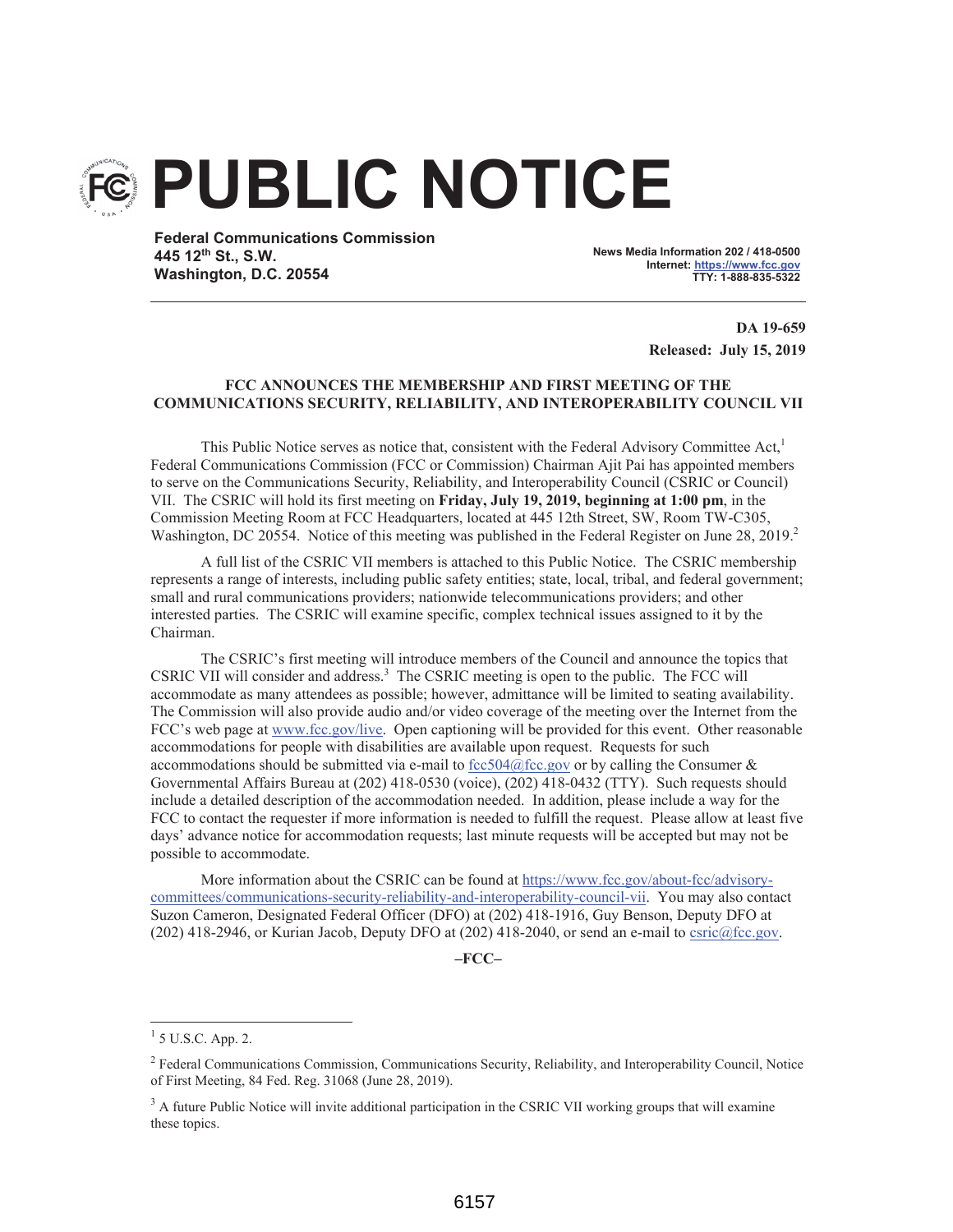# PUBLIC NOTICE

**Federal Communications Commission**
**445 12th St., S.W.**
**Washington, D.C. 20554**

**News Media Information 202 / 418-0500**
**Internet: https://www.fcc.gov**
**TTY: 1-888-835-5322**

**DA 19-659**
**Released: July 15, 2019**

**FCC ANNOUNCES THE MEMBERSHIP AND FIRST MEETING OF THE COMMUNICATIONS SECURITY, RELIABILITY, AND INTEROPERABILITY COUNCIL VII**

This Public Notice serves as notice that, consistent with the Federal Advisory Committee Act,[1] Federal Communications Commission (FCC or Commission) Chairman Ajit Pai has appointed members to serve on the Communications Security, Reliability, and Interoperability Council (CSRIC or Council) VII. The CSRIC will hold its first meeting on **Friday, July 19, 2019, beginning at 1:00 pm**, in the Commission Meeting Room at FCC Headquarters, located at 445 12th Street, SW, Room TW-C305, Washington, DC 20554. Notice of this meeting was published in the Federal Register on June 28, 2019.[2]

A full list of the CSRIC VII members is attached to this Public Notice. The CSRIC membership represents a range of interests, including public safety entities; state, local, tribal, and federal government; small and rural communications providers; nationwide telecommunications providers; and other interested parties. The CSRIC will examine specific, complex technical issues assigned to it by the Chairman.

The CSRIC's first meeting will introduce members of the Council and announce the topics that CSRIC VII will consider and address.[3] The CSRIC meeting is open to the public. The FCC will accommodate as many attendees as possible; however, admittance will be limited to seating availability. The Commission will also provide audio and/or video coverage of the meeting over the Internet from the FCC's web page at www.fcc.gov/live. Open captioning will be provided for this event. Other reasonable accommodations for people with disabilities are available upon request. Requests for such accommodations should be submitted via e-mail to fcc504@fcc.gov or by calling the Consumer & Governmental Affairs Bureau at (202) 418-0530 (voice), (202) 418-0432 (TTY). Such requests should include a detailed description of the accommodation needed. In addition, please include a way for the FCC to contact the requester if more information is needed to fulfill the request. Please allow at least five days' advance notice for accommodation requests; last minute requests will be accepted but may not be possible to accommodate.

More information about the CSRIC can be found at https://www.fcc.gov/about-fcc/advisory-committees/communications-security-reliability-and-interoperability-council-vii. You may also contact Suzon Cameron, Designated Federal Officer (DFO) at (202) 418-1916, Guy Benson, Deputy DFO at (202) 418-2946, or Kurian Jacob, Deputy DFO at (202) 418-2040, or send an e-mail to csric@fcc.gov.

**–FCC–**

---

[1] 5 U.S.C. App. 2.

[2] Federal Communications Commission, Communications Security, Reliability, and Interoperability Council, Notice of First Meeting, 84 Fed. Reg. 31068 (June 28, 2019).

[3] A future Public Notice will invite additional participation in the CSRIC VII working groups that will examine these topics.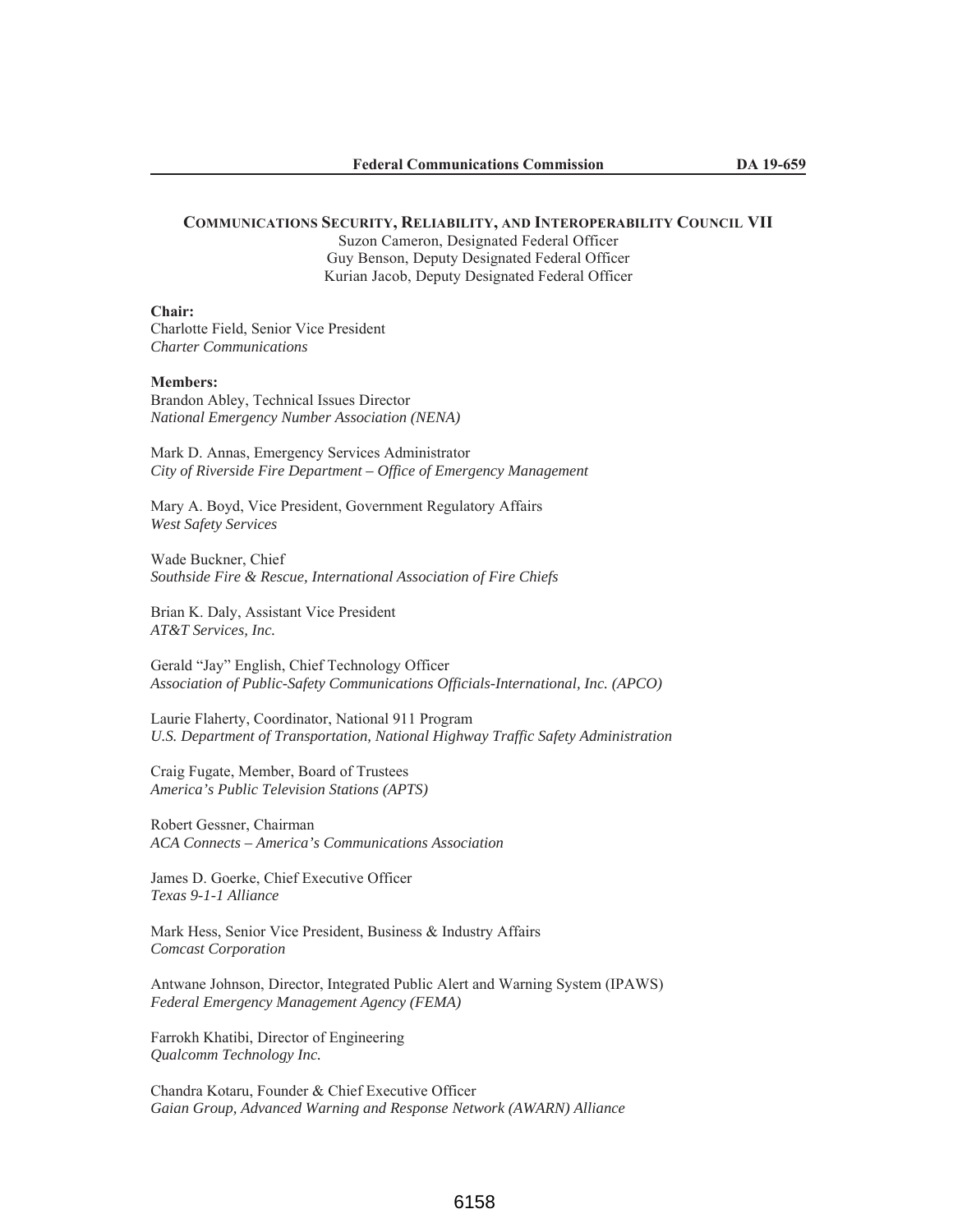## Communications Security, Reliability, and Interoperability Council VII

Suzon Cameron, Designated Federal Officer
Guy Benson, Deputy Designated Federal Officer
Kurian Jacob, Deputy Designated Federal Officer

**Chair:**
Charlotte Field, Senior Vice President
*Charter Communications*

**Members:**
Brandon Abley, Technical Issues Director
*National Emergency Number Association (NENA)*

Mark D. Annas, Emergency Services Administrator
*City of Riverside Fire Department – Office of Emergency Management*

Mary A. Boyd, Vice President, Government Regulatory Affairs
*West Safety Services*

Wade Buckner, Chief
*Southside Fire & Rescue, International Association of Fire Chiefs*

Brian K. Daly, Assistant Vice President
*AT&T Services, Inc.*

Gerald "Jay" English, Chief Technology Officer
*Association of Public-Safety Communications Officials-International, Inc. (APCO)*

Laurie Flaherty, Coordinator, National 911 Program
*U.S. Department of Transportation, National Highway Traffic Safety Administration*

Craig Fugate, Member, Board of Trustees
*America's Public Television Stations (APTS)*

Robert Gessner, Chairman
*ACA Connects – America's Communications Association*

James D. Goerke, Chief Executive Officer
*Texas 9-1-1 Alliance*

Mark Hess, Senior Vice President, Business & Industry Affairs
*Comcast Corporation*

Antwane Johnson, Director, Integrated Public Alert and Warning System (IPAWS)
*Federal Emergency Management Agency (FEMA)*

Farrokh Khatibi, Director of Engineering
*Qualcomm Technology Inc.*

Chandra Kotaru, Founder & Chief Executive Officer
*Gaian Group, Advanced Warning and Response Network (AWARN) Alliance*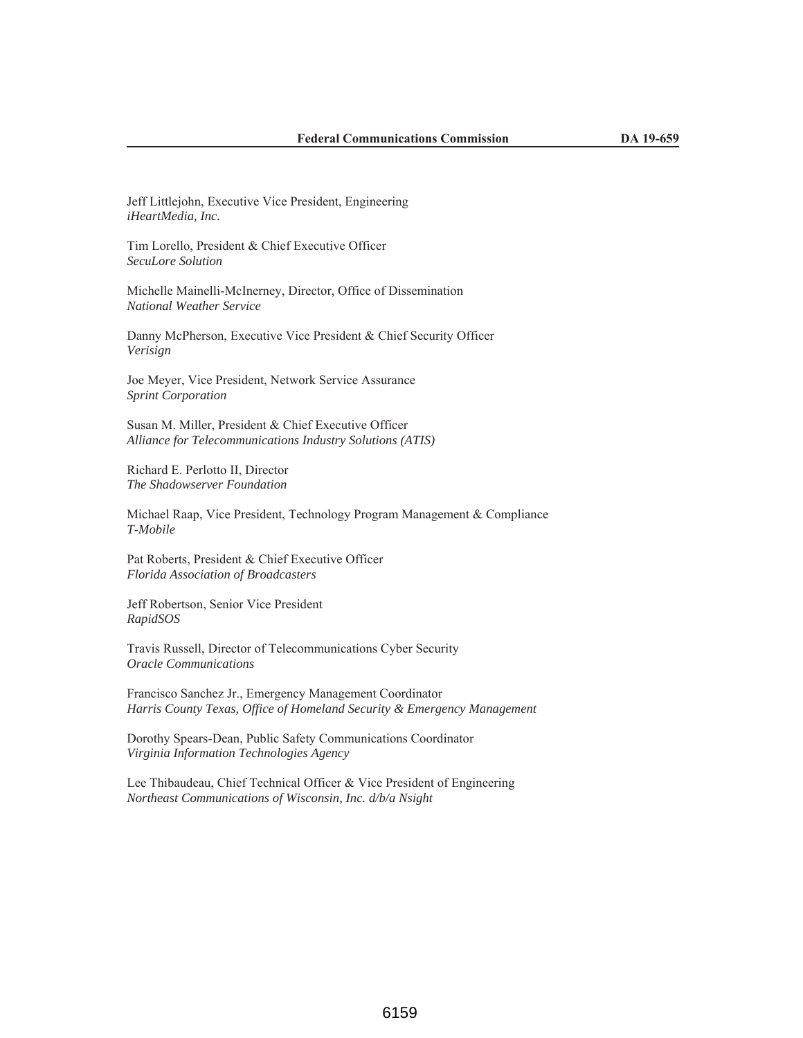Jeff Littlejohn, Executive Vice President, Engineering
*iHeartMedia, Inc.*

Tim Lorello, President & Chief Executive Officer
*SecuLore Solution*

Michelle Mainelli-McInerney, Director, Office of Dissemination
*National Weather Service*

Danny McPherson, Executive Vice President & Chief Security Officer
*Verisign*

Joe Meyer, Vice President, Network Service Assurance
*Sprint Corporation*

Susan M. Miller, President & Chief Executive Officer
*Alliance for Telecommunications Industry Solutions (ATIS)*

Richard E. Perlotto II, Director
*The Shadowserver Foundation*

Michael Raap, Vice President, Technology Program Management & Compliance
*T-Mobile*

Pat Roberts, President & Chief Executive Officer
*Florida Association of Broadcasters*

Jeff Robertson, Senior Vice President
*RapidSOS*

Travis Russell, Director of Telecommunications Cyber Security
*Oracle Communications*

Francisco Sanchez Jr., Emergency Management Coordinator
*Harris County Texas, Office of Homeland Security & Emergency Management*

Dorothy Spears-Dean, Public Safety Communications Coordinator
*Virginia Information Technologies Agency*

Lee Thibaudeau, Chief Technical Officer & Vice President of Engineering
*Northeast Communications of Wisconsin, Inc. d/b/a Nsight*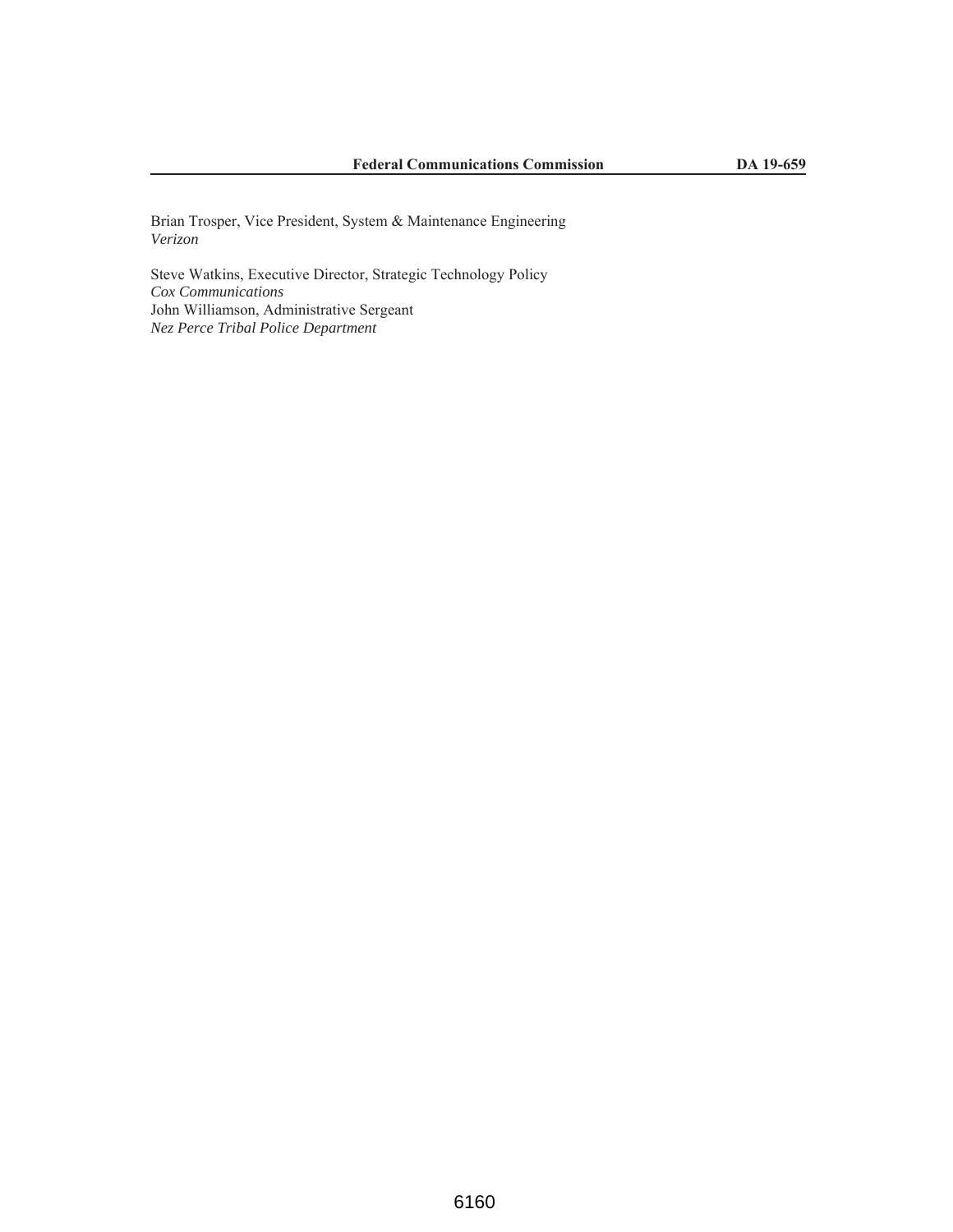Brian Trosper, Vice President, System & Maintenance Engineering
*Verizon*

Steve Watkins, Executive Director, Strategic Technology Policy
*Cox Communications*
John Williamson, Administrative Sergeant
*Nez Perce Tribal Police Department*